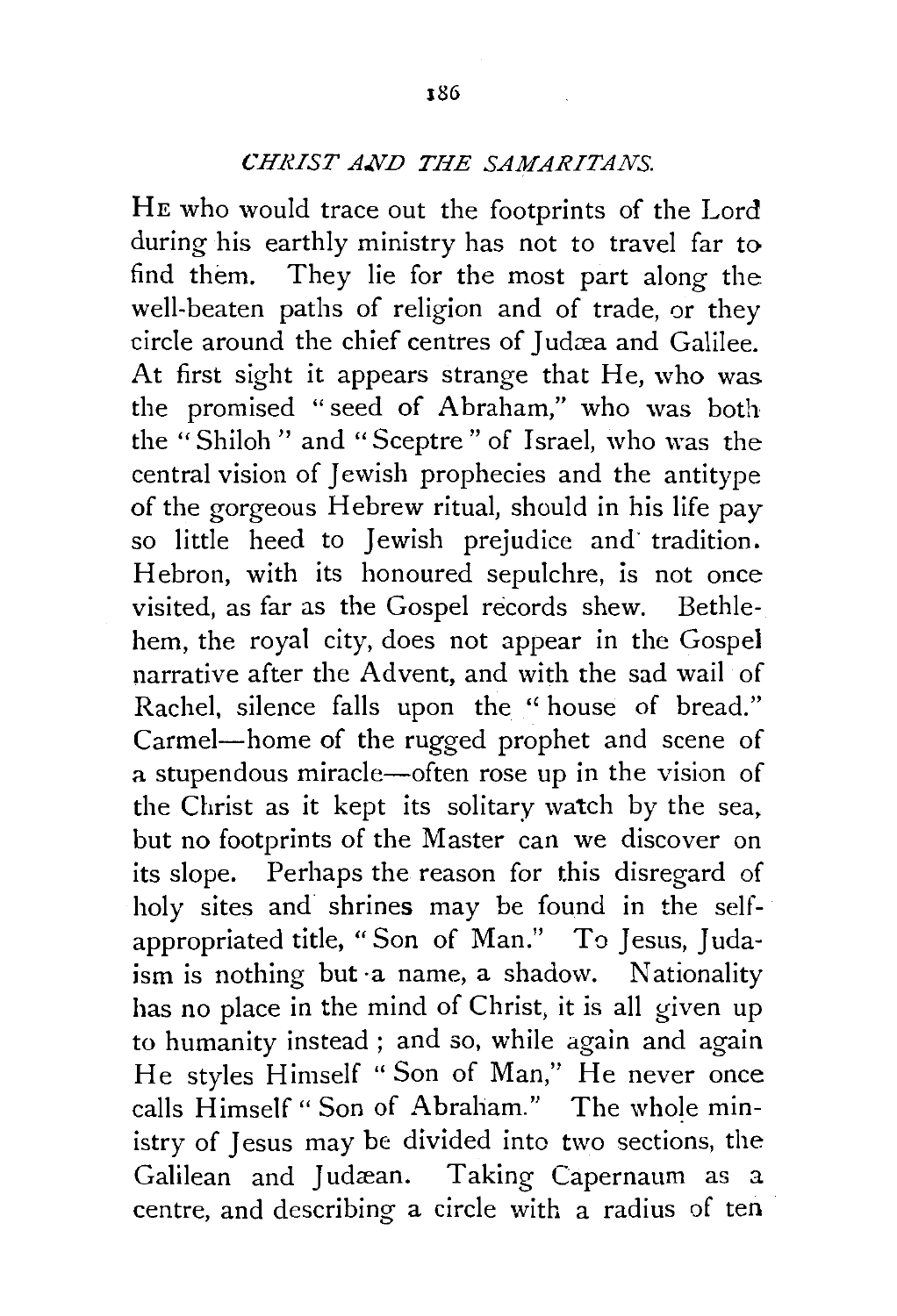## *CHRIST AND THE SAMARITANS.*

HE who would trace out the footprints of the Lord during his earthly ministry has not to travel far to find them. They lie for the most part along the well-beaten paths of religion and of trade, or they circle around the chief centres of Judæa and Galilee. At first sight it appears strange that He, who was the promised "seed of Abraham," who was both the "Shiloh" and "Sceptre" of Israel, who was the central vision of Jewish prophecies and the antitype of the gorgeous Hebrew ritual, should in his life pay so little heed to Jewish prejudice and tradition. Hebron, with its honoured sepulchre, is not once visited, as far as the Gospel records shew. Bethlehem, the royal city, does not appear in the Gospel narrative after the Advent, and with the sad wail of Rachel, silence falls upon the "house of bread." Carmel—home of the rugged prophet and scene of a stupendous miracle—often rose up in the vision of the Christ as it kept its solitary watch by the sea, but no footprints of the Master can we discover on its slope. Perhaps the reason for this disregard of holy sites and shrines may be found in the self-appropriated title, "Son of Man." To Jesus, Judaism is nothing but a name, a shadow. Nationality has no place in the mind of Christ, it is all given up to humanity instead; and so, while again and again He styles Himself "Son of Man," He never once calls Himself "Son of Abraham." The whole ministry of Jesus may be divided into two sections, the Galilean and Judæan. Taking Capernaum as a centre, and describing a circle with a radius of ten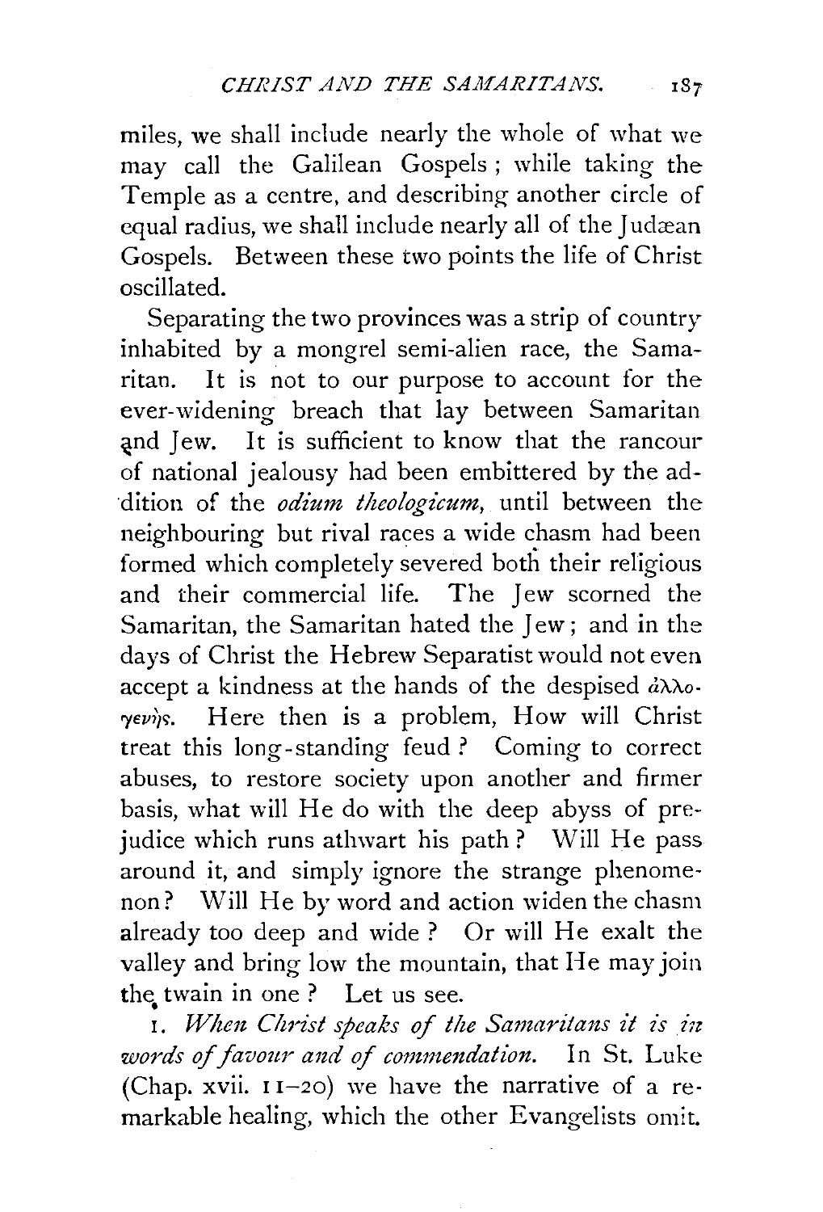miles, we shall include nearly the whole of what we may call the Galilean Gospels; while taking the Temple as a centre, and describing another circle of equal radius, we shall include nearly all of the Judæan Gospels. Between these two points the life of Christ oscillated.

Separating the two provinces was a strip of country inhabited by a mongrel semi-alien race, the Samaritan. It is not to our purpose to account for the ever-widening breach that lay between Samaritan and Jew. It is sufficient to know that the rancour of national jealousy had been embittered by the addition of the *odium theologicum*, until between the neighbouring but rival races a wide chasm had been formed which completely severed both their religious and their commercial life. The Jew scorned the Samaritan, the Samaritan hated the Jew; and in the days of Christ the Hebrew Separatist would not even accept a kindness at the hands of the despised ἀλλογενής. Here then is a problem, How will Christ treat this long-standing feud? Coming to correct abuses, to restore society upon another and firmer basis, what will He do with the deep abyss of prejudice which runs athwart his path? Will He pass around it, and simply ignore the strange phenomenon? Will He by word and action widen the chasm already too deep and wide? Or will He exalt the valley and bring low the mountain, that He may join the twain in one? Let us see.

1. *When Christ speaks of the Samaritans it is in words of favour and of commendation.* In St. Luke (Chap. xvii. 11–20) we have the narrative of a remarkable healing, which the other Evangelists omit.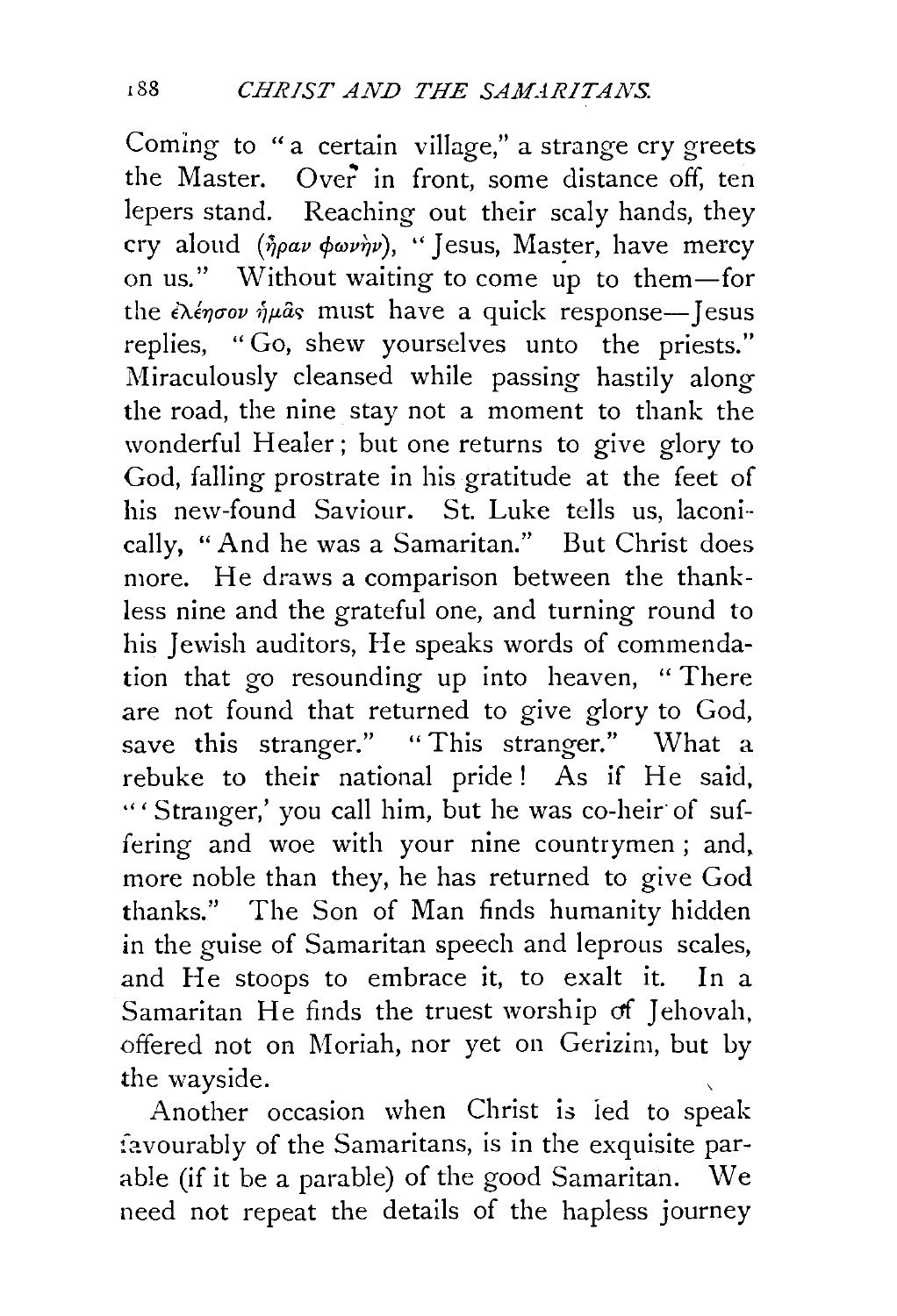Coming to "a certain village," a strange cry greets the Master. Over in front, some distance off, ten lepers stand. Reaching out their scaly hands, they cry aloud (ἦραν φωνὴν), "Jesus, Master, have mercy on us." Without waiting to come up to them—for the ἐλέησον ἡμᾶς must have a quick response—Jesus replies, "Go, shew yourselves unto the priests." Miraculously cleansed while passing hastily along the road, the nine stay not a moment to thank the wonderful Healer; but one returns to give glory to God, falling prostrate in his gratitude at the feet of his new-found Saviour. St. Luke tells us, laconically, "And he was a Samaritan." But Christ does more. He draws a comparison between the thankless nine and the grateful one, and turning round to his Jewish auditors, He speaks words of commendation that go resounding up into heaven, "There are not found that returned to give glory to God, save this stranger." "This stranger." What a rebuke to their national pride! As if He said, "'Stranger,' you call him, but he was co-heir of suffering and woe with your nine countrymen; and, more noble than they, he has returned to give God thanks." The Son of Man finds humanity hidden in the guise of Samaritan speech and leprous scales, and He stoops to embrace it, to exalt it. In a Samaritan He finds the truest worship of Jehovah, offered not on Moriah, nor yet on Gerizim, but by the wayside.

Another occasion when Christ is led to speak favourably of the Samaritans, is in the exquisite parable (if it be a parable) of the good Samaritan. We need not repeat the details of the hapless journey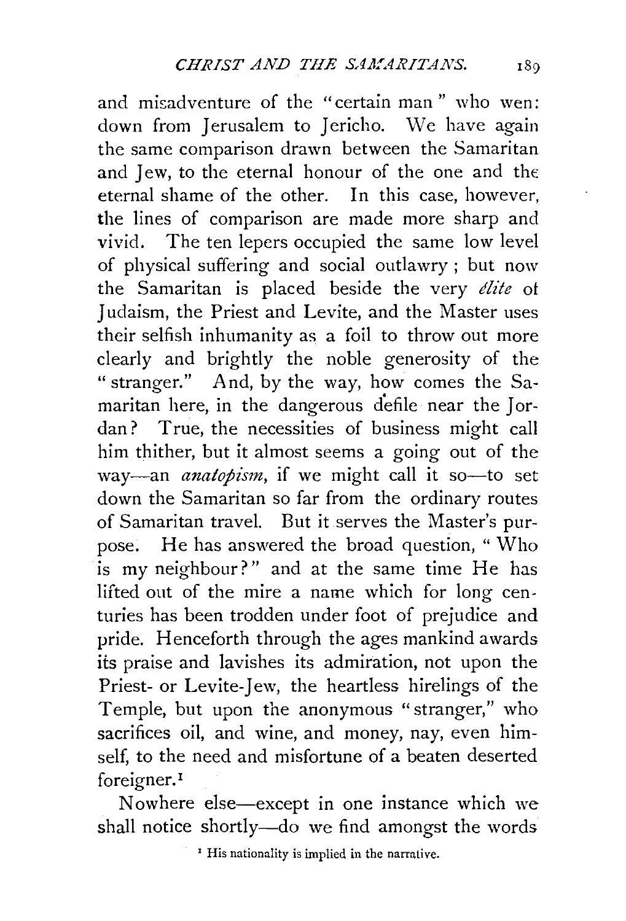and misadventure of the "certain man" who went down from Jerusalem to Jericho. We have again the same comparison drawn between the Samaritan and Jew, to the eternal honour of the one and the eternal shame of the other. In this case, however, the lines of comparison are made more sharp and vivid. The ten lepers occupied the same low level of physical suffering and social outlawry; but now the Samaritan is placed beside the very *élite* of Judaism, the Priest and Levite, and the Master uses their selfish inhumanity as a foil to throw out more clearly and brightly the noble generosity of the "stranger." And, by the way, how comes the Samaritan here, in the dangerous defile near the Jordan? True, the necessities of business might call him thither, but it almost seems a going out of the way—an *anatopism*, if we might call it so—to set down the Samaritan so far from the ordinary routes of Samaritan travel. But it serves the Master's purpose. He has answered the broad question, "Who is my neighbour?" and at the same time He has lifted out of the mire a name which for long centuries has been trodden under foot of prejudice and pride. Henceforth through the ages mankind awards its praise and lavishes its admiration, not upon the Priest- or Levite-Jew, the heartless hirelings of the Temple, but upon the anonymous "stranger," who sacrifices oil, and wine, and money, nay, even himself, to the need and misfortune of a beaten deserted foreigner.[1]

Nowhere else—except in one instance which we shall notice shortly—do we find amongst the words

[1] His nationality is implied in the narrative.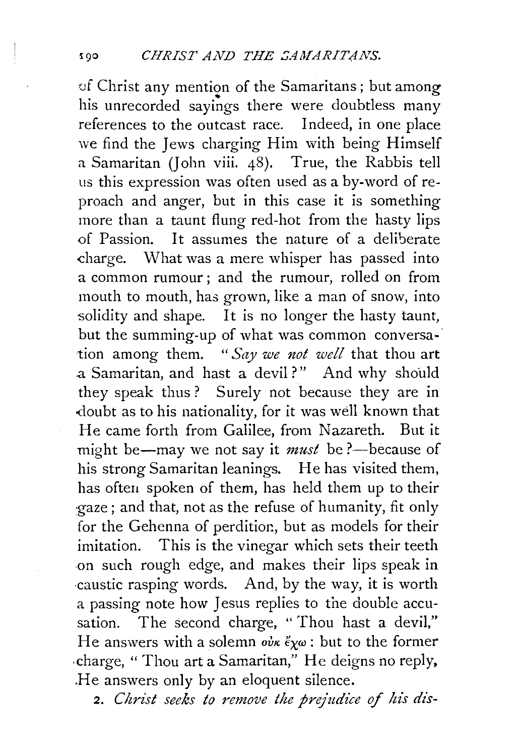of Christ any mention of the Samaritans; but among his unrecorded sayings there were doubtless many references to the outcast race. Indeed, in one place we find the Jews charging Him with being Himself a Samaritan (John viii. 48). True, the Rabbis tell us this expression was often used as a by-word of reproach and anger, but in this case it is something more than a taunt flung red-hot from the hasty lips of Passion. It assumes the nature of a deliberate charge. What was a mere whisper has passed into a common rumour; and the rumour, rolled on from mouth to mouth, has grown, like a man of snow, into solidity and shape. It is no longer the hasty taunt, but the summing-up of what was common conversation among them. "*Say we not well* that thou art a Samaritan, and hast a devil?" And why should they speak thus? Surely not because they are in doubt as to his nationality, for it was well known that He came forth from Galilee, from Nazareth. But it might be—may we not say it *must* be?—because of his strong Samaritan leanings. He has visited them, has often spoken of them, has held them up to their gaze; and that, not as the refuse of humanity, fit only for the Gehenna of perdition, but as models for their imitation. This is the vinegar which sets their teeth on such rough edge, and makes their lips speak in caustic rasping words. And, by the way, it is worth a passing note how Jesus replies to the double accusation. The second charge, "Thou hast a devil," He answers with a solemn οὐκ ἔχω: but to the former charge, "Thou art a Samaritan," He deigns no reply, He answers only by an eloquent silence.

2. *Christ seeks to remove the prejudice of his dis-*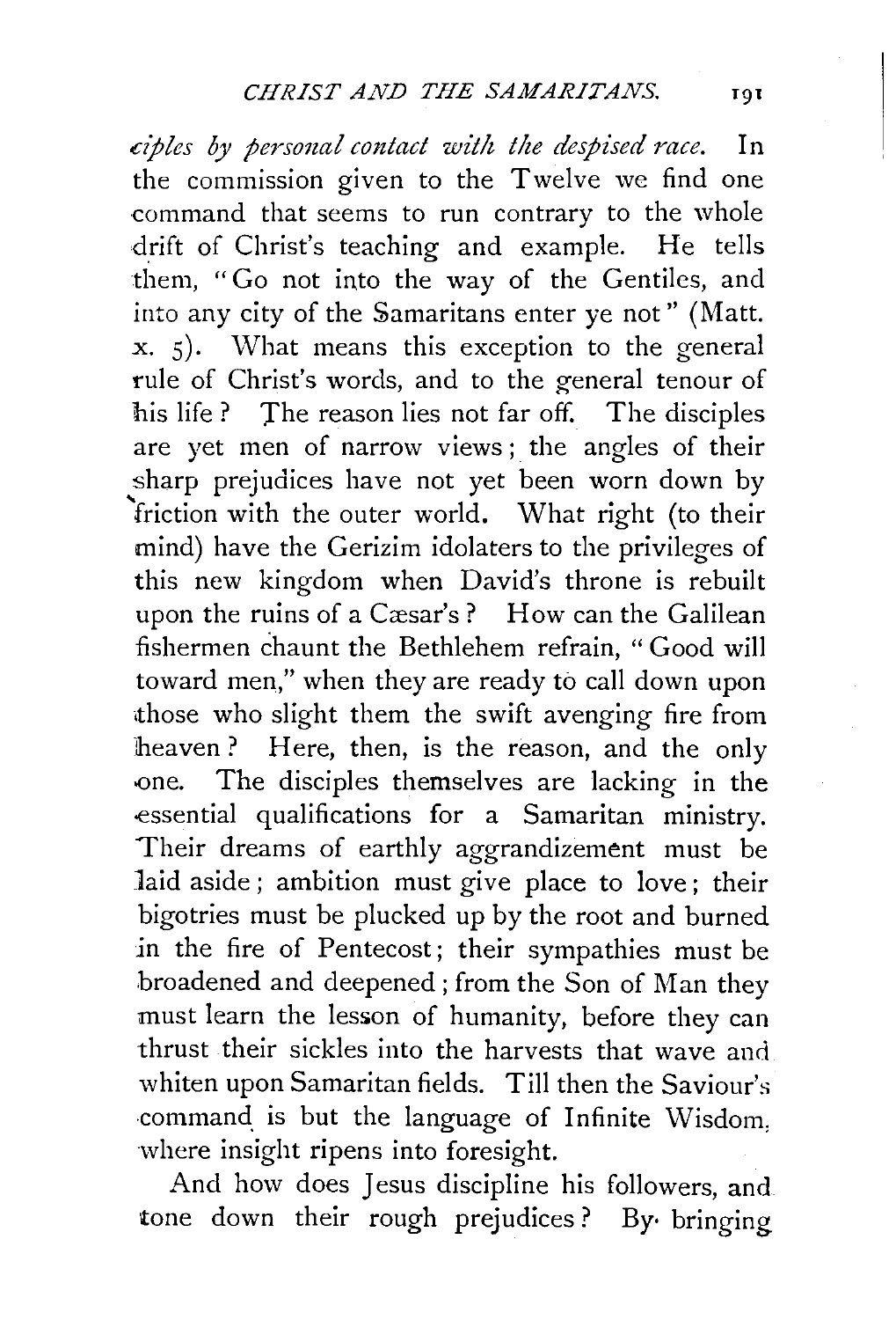*ciples by personal contact with the despised race.* In the commission given to the Twelve we find one command that seems to run contrary to the whole drift of Christ's teaching and example. He tells them, "Go not into the way of the Gentiles, and into any city of the Samaritans enter ye not" (Matt. x. 5). What means this exception to the general rule of Christ's words, and to the general tenour of his life? The reason lies not far off. The disciples are yet men of narrow views; the angles of their sharp prejudices have not yet been worn down by friction with the outer world. What right (to their mind) have the Gerizim idolaters to the privileges of this new kingdom when David's throne is rebuilt upon the ruins of a Cæsar's? How can the Galilean fishermen chaunt the Bethlehem refrain, "Good will toward men," when they are ready to call down upon those who slight them the swift avenging fire from heaven? Here, then, is the reason, and the only one. The disciples themselves are lacking in the essential qualifications for a Samaritan ministry. Their dreams of earthly aggrandizement must be laid aside; ambition must give place to love; their bigotries must be plucked up by the root and burned in the fire of Pentecost; their sympathies must be broadened and deepened; from the Son of Man they must learn the lesson of humanity, before they can thrust their sickles into the harvests that wave and whiten upon Samaritan fields. Till then the Saviour's command is but the language of Infinite Wisdom, where insight ripens into foresight.

And how does Jesus discipline his followers, and tone down their rough prejudices? By bringing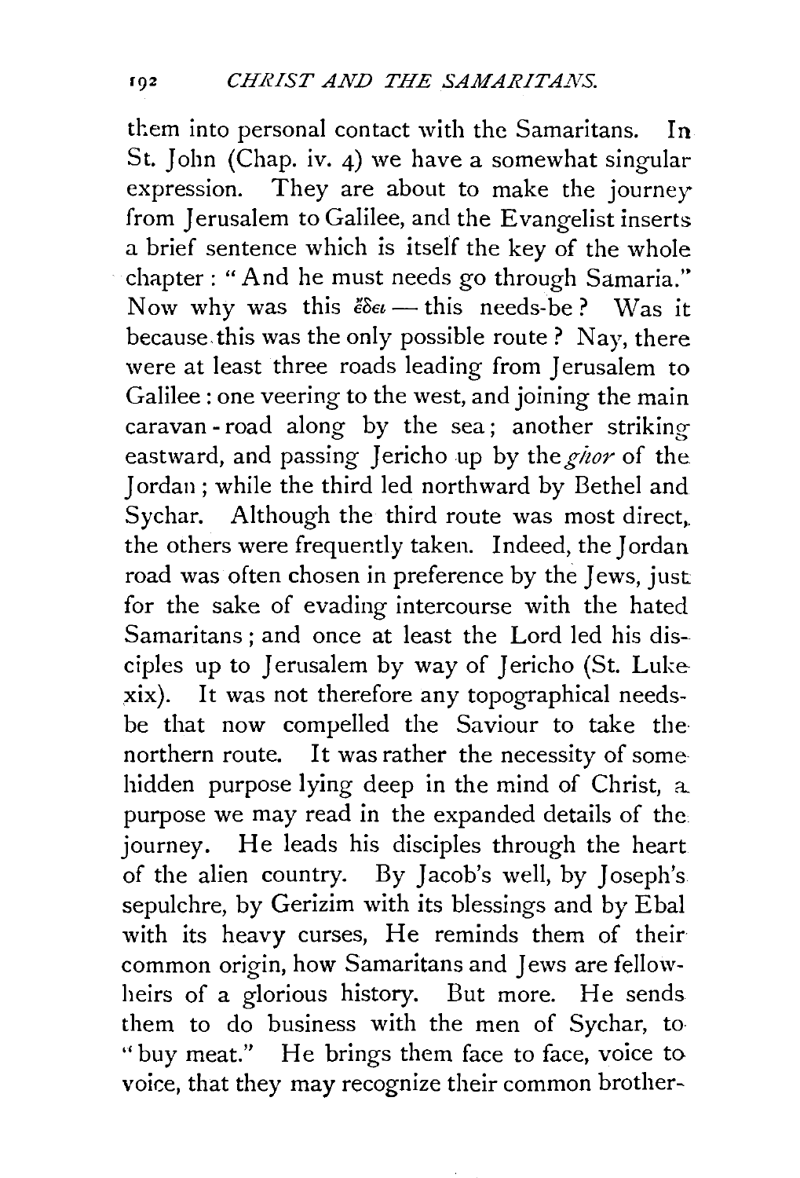them into personal contact with the Samaritans. In St. John (Chap. iv. 4) we have a somewhat singular expression. They are about to make the journey from Jerusalem to Galilee, and the Evangelist inserts a brief sentence which is itself the key of the whole chapter : "And he must needs go through Samaria." Now why was this ἔδει — this needs-be? Was it because this was the only possible route? Nay, there were at least three roads leading from Jerusalem to Galilee : one veering to the west, and joining the main caravan-road along by the sea; another striking eastward, and passing Jericho up by the *ghor* of the Jordan ; while the third led northward by Bethel and Sychar. Although the third route was most direct, the others were frequently taken. Indeed, the Jordan road was often chosen in preference by the Jews, just for the sake of evading intercourse with the hated Samaritans ; and once at least the Lord led his disciples up to Jerusalem by way of Jericho (St. Luke xix). It was not therefore any topographical needs-be that now compelled the Saviour to take the northern route. It was rather the necessity of some hidden purpose lying deep in the mind of Christ, a purpose we may read in the expanded details of the journey. He leads his disciples through the heart of the alien country. By Jacob's well, by Joseph's sepulchre, by Gerizim with its blessings and by Ebal with its heavy curses, He reminds them of their common origin, how Samaritans and Jews are fellow-heirs of a glorious history. But more. He sends them to do business with the men of Sychar, to "buy meat." He brings them face to face, voice to voice, that they may recognize their common brother-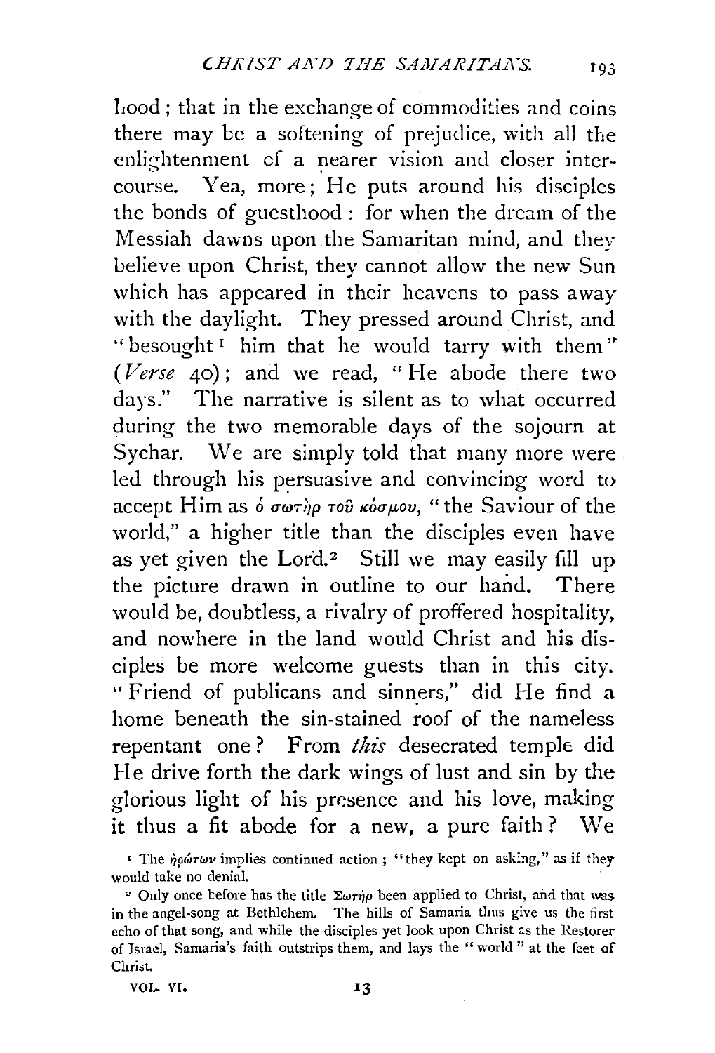hood; that in the exchange of commodities and coins there may be a softening of prejudice, with all the enlightenment of a nearer vision and closer intercourse. Yea, more; He puts around his disciples the bonds of guesthood: for when the dream of the Messiah dawns upon the Samaritan mind, and they believe upon Christ, they cannot allow the new Sun which has appeared in their heavens to pass away with the daylight. They pressed around Christ, and "besought[1] him that he would tarry with them" (*Verse* 40); and we read, "He abode there two days." The narrative is silent as to what occurred during the two memorable days of the sojourn at Sychar. We are simply told that many more were led through his persuasive and convincing word to accept Him as ὁ σωτὴρ τοῦ κόσμου, "the Saviour of the world," a higher title than the disciples even have as yet given the Lord.[2] Still we may easily fill up the picture drawn in outline to our hand. There would be, doubtless, a rivalry of proffered hospitality, and nowhere in the land would Christ and his disciples be more welcome guests than in this city. "Friend of publicans and sinners," did He find a home beneath the sin-stained roof of the nameless repentant one? From *this* desecrated temple did He drive forth the dark wings of lust and sin by the glorious light of his presence and his love, making it thus a fit abode for a new, a pure faith? We

[1] The ἠρώτων implies continued action; "they kept on asking," as if they would take no denial.

[2] Only once before has the title Σωτήρ been applied to Christ, and that was in the angel-song at Bethlehem. The hills of Samaria thus give us the first echo of that song, and while the disciples yet look upon Christ as the Restorer of Israel, Samaria's faith outstrips them, and lays the "world" at the feet of Christ.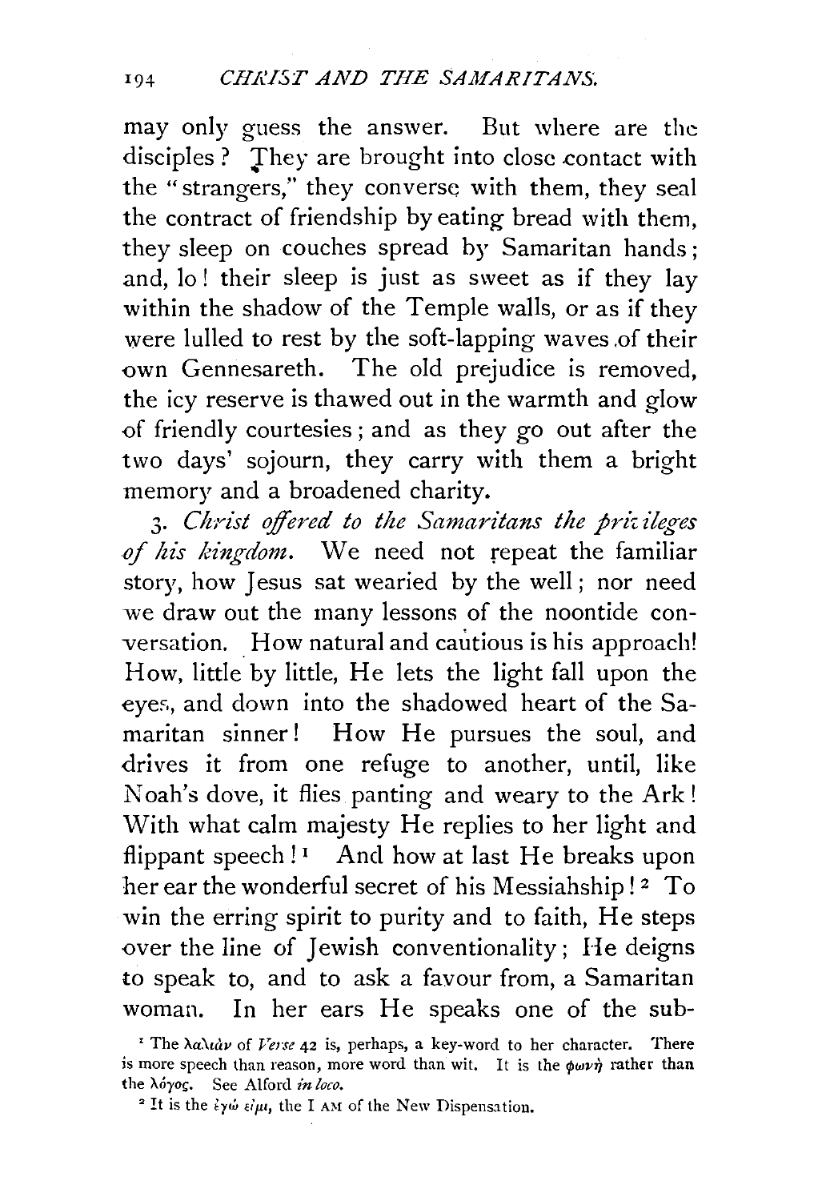may only guess the answer. But where are the disciples? They are brought into close contact with the "strangers," they converse with them, they seal the contract of friendship by eating bread with them, they sleep on couches spread by Samaritan hands; and, lo! their sleep is just as sweet as if they lay within the shadow of the Temple walls, or as if they were lulled to rest by the soft-lapping waves of their own Gennesareth. The old prejudice is removed, the icy reserve is thawed out in the warmth and glow of friendly courtesies; and as they go out after the two days' sojourn, they carry with them a bright memory and a broadened charity.

3. *Christ offered to the Samaritans the privileges of his kingdom.* We need not repeat the familiar story, how Jesus sat wearied by the well; nor need we draw out the many lessons of the noontide conversation. How natural and cautious is his approach! How, little by little, He lets the light fall upon the eyes, and down into the shadowed heart of the Samaritan sinner! How He pursues the soul, and drives it from one refuge to another, until, like Noah's dove, it flies panting and weary to the Ark! With what calm majesty He replies to her light and flippant speech![1] And how at last He breaks upon her ear the wonderful secret of his Messiahship![2] To win the erring spirit to purity and to faith, He steps over the line of Jewish conventionality; He deigns to speak to, and to ask a favour from, a Samaritan woman. In her ears He speaks one of the sub-

[1] The λαλιάν of *Verse* 42 is, perhaps, a key-word to her character. There is more speech than reason, more word than wit. It is the φωνή rather than the λόγος. See Alford *in loco.*

[2] It is the ἐγώ εἰμι, the I AM of the New Dispensation.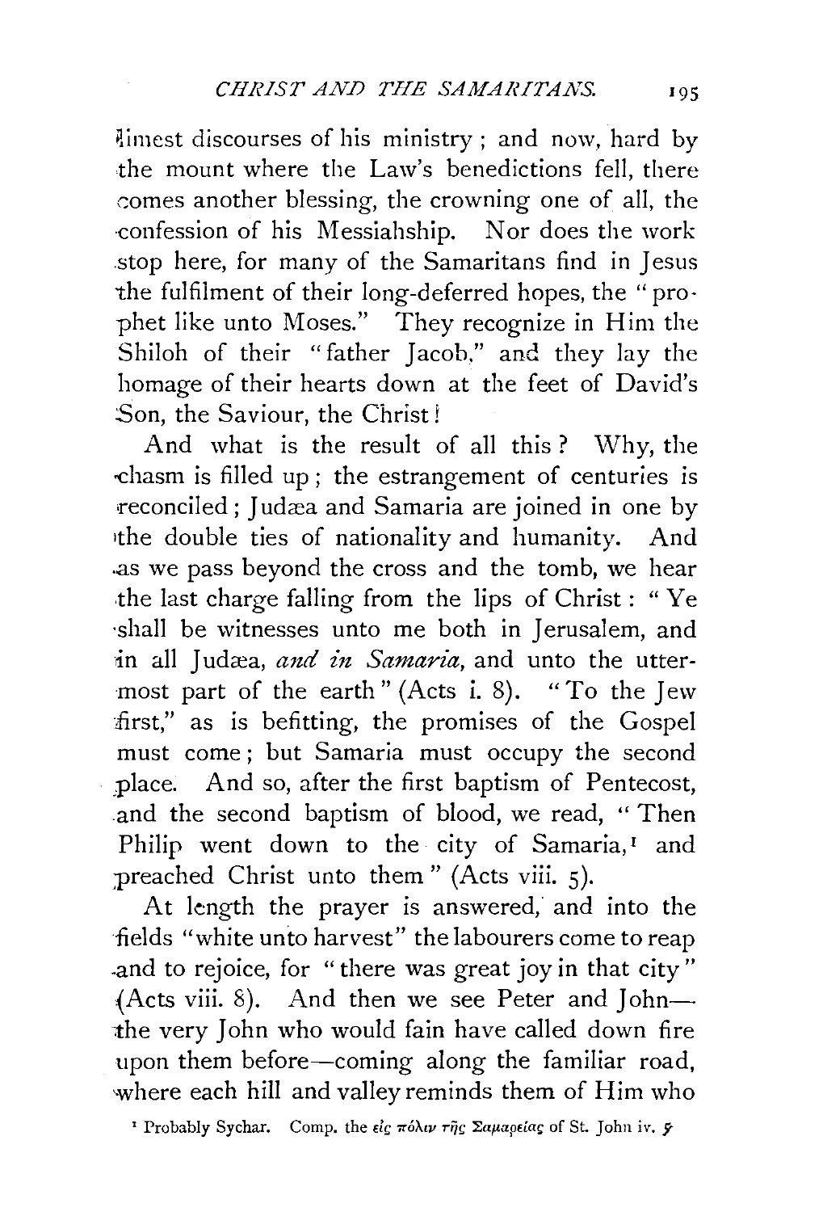limest discourses of his ministry; and now, hard by the mount where the Law's benedictions fell, there comes another blessing, the crowning one of all, the confession of his Messiahship. Nor does the work stop here, for many of the Samaritans find in Jesus the fulfilment of their long-deferred hopes, the "prophet like unto Moses." They recognize in Him the Shiloh of their "father Jacob," and they lay the homage of their hearts down at the feet of David's Son, the Saviour, the Christ!

And what is the result of all this? Why, the chasm is filled up; the estrangement of centuries is reconciled; Judæa and Samaria are joined in one by the double ties of nationality and humanity. And as we pass beyond the cross and the tomb, we hear the last charge falling from the lips of Christ: "Ye shall be witnesses unto me both in Jerusalem, and in all Judæa, *and in Samaria*, and unto the uttermost part of the earth" (Acts i. 8). "To the Jew first," as is befitting, the promises of the Gospel must come; but Samaria must occupy the second place. And so, after the first baptism of Pentecost, and the second baptism of blood, we read, "Then Philip went down to the city of Samaria,[1] and preached Christ unto them" (Acts viii. 5).

At length the prayer is answered, and into the fields "white unto harvest" the labourers come to reap and to rejoice, for "there was great joy in that city" (Acts viii. 8). And then we see Peter and John—the very John who would fain have called down fire upon them before—coming along the familiar road, where each hill and valley reminds them of Him who

[1] Probably Sychar. Comp. the εἰς πόλιν τῆς Σαμαρείας of St. John iv. 5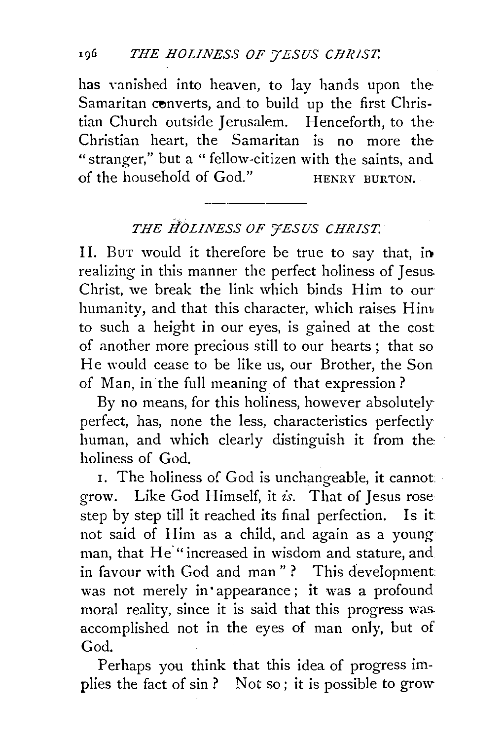has vanished into heaven, to lay hands upon the Samaritan converts, and to build up the first Christian Church outside Jerusalem. Henceforth, to the Christian heart, the Samaritan is no more the "stranger," but a "fellow-citizen with the saints, and of the household of God." HENRY BURTON.

---

## *THE HOLINESS OF JESUS CHRIST.*

II. BUT would it therefore be true to say that, in realizing in this manner the perfect holiness of Jesus Christ, we break the link which binds Him to our humanity, and that this character, which raises Him to such a height in our eyes, is gained at the cost of another more precious still to our hearts; that so He would cease to be like us, our Brother, the Son of Man, in the full meaning of that expression?

By no means, for this holiness, however absolutely perfect, has, none the less, characteristics perfectly human, and which clearly distinguish it from the holiness of God.

1. The holiness of God is unchangeable, it cannot grow. Like God Himself, it *is*. That of Jesus rose step by step till it reached its final perfection. Is it not said of Him as a child, and again as a young man, that He "increased in wisdom and stature, and in favour with God and man"? This development was not merely in appearance; it was a profound moral reality, since it is said that this progress was accomplished not in the eyes of man only, but of God.

Perhaps you think that this idea of progress implies the fact of sin? Not so; it is possible to grow